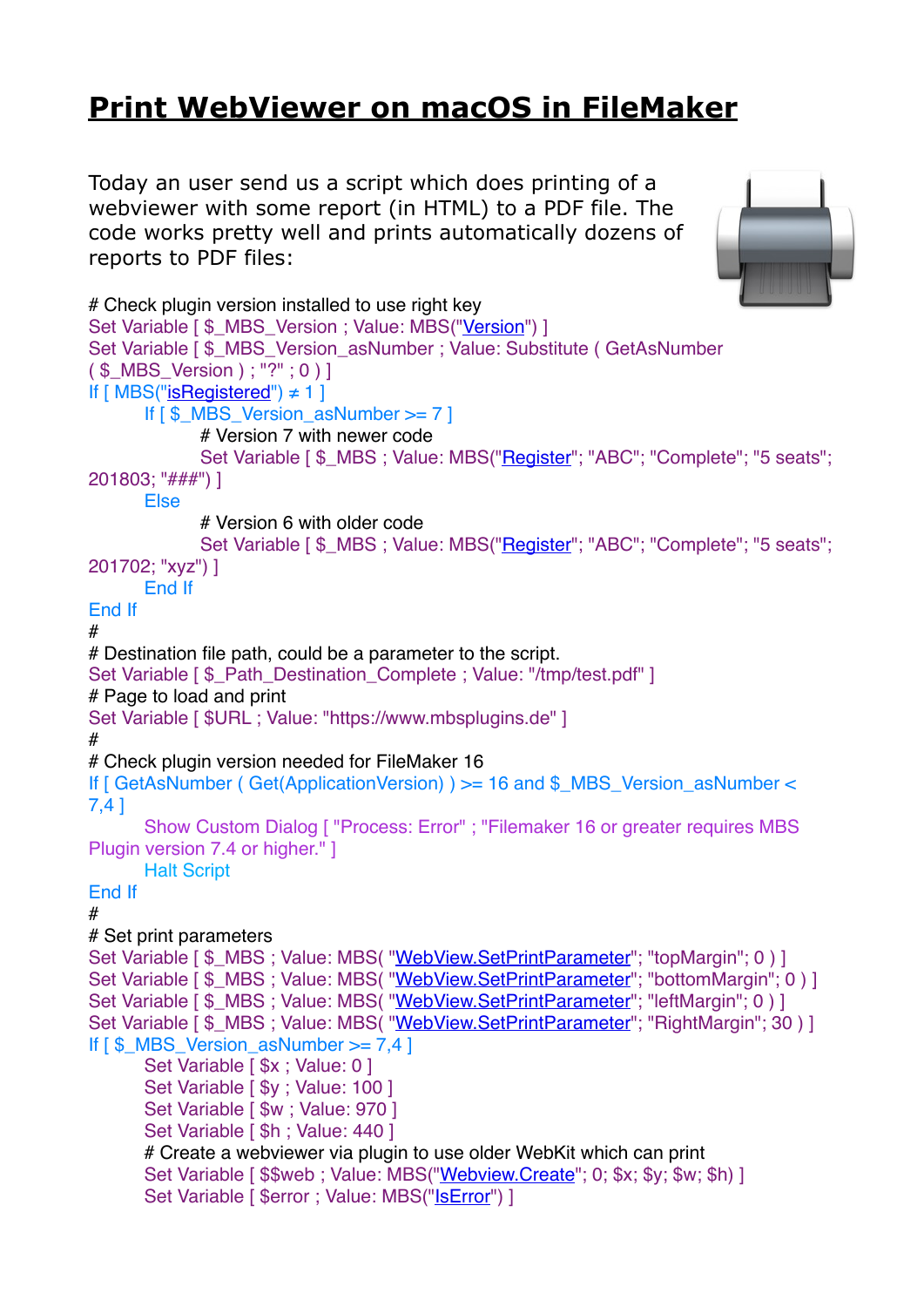# Print WebViewer on macOS in FileMaker

Today an user send us a script which does printing of a webviewer with some report (in HTML) to a PDF file. The code works pretty well and prints automatically dozens of reports to PDF files:

```
# Check plugin version installed to use right key
Set Variable [ $_MBS_Version ; Value: MBS("Version") ]
Set Variable [ $_MBS_Version_asNumber ; Value: Substitute ( GetAsNumber
( $_MBS_Version ) ; "?" ; 0 ) ]
If [ MBS("isRegistered") ≠ 1 ]
	If [ $_MBS_Version_asNumber >= 7 ]
		# Version 7 with newer code
		Set Variable [ $_MBS ; Value: MBS("Register"; "ABC"; "Complete"; "5 seats";
201803; "###") ]
	Else
		# Version 6 with older code
		Set Variable [ $_MBS ; Value: MBS("Register"; "ABC"; "Complete"; "5 seats";
201702; "xyz") ]
	End If
End If
#
# Destination file path, could be a parameter to the script.
Set Variable [ $_Path_Destination_Complete ; Value: "/tmp/test.pdf" ]
# Page to load and print
Set Variable [ $URL ; Value: "https://www.mbsplugins.de" ]
#
# Check plugin version needed for FileMaker 16
If [ GetAsNumber ( Get(ApplicationVersion) ) >= 16 and $_MBS_Version_asNumber <
7,4 ]
	Show Custom Dialog [ "Process: Error" ; "Filemaker 16 or greater requires MBS
Plugin version 7.4 or higher." ]
	Halt Script
End If
#
# Set print parameters
Set Variable [ $_MBS ; Value: MBS( "WebView.SetPrintParameter"; "topMargin"; 0 ) ]
Set Variable [ $_MBS ; Value: MBS( "WebView.SetPrintParameter"; "bottomMargin"; 0 ) ]
Set Variable [ $_MBS ; Value: MBS( "WebView.SetPrintParameter"; "leftMargin"; 0 ) ]
Set Variable [ $_MBS ; Value: MBS( "WebView.SetPrintParameter"; "RightMargin"; 30 ) ]
If [ $_MBS_Version_asNumber >= 7,4 ]
	Set Variable [ $x ; Value: 0 ]
	Set Variable [ $y ; Value: 100 ]
	Set Variable [ $w ; Value: 970 ]
	Set Variable [ $h ; Value: 440 ]
	# Create a webviewer via plugin to use older WebKit which can print
	Set Variable [ $$web ; Value: MBS("Webview.Create"; 0; $x; $y; $w; $h) ]
	Set Variable [ $error ; Value: MBS("IsError") ]
```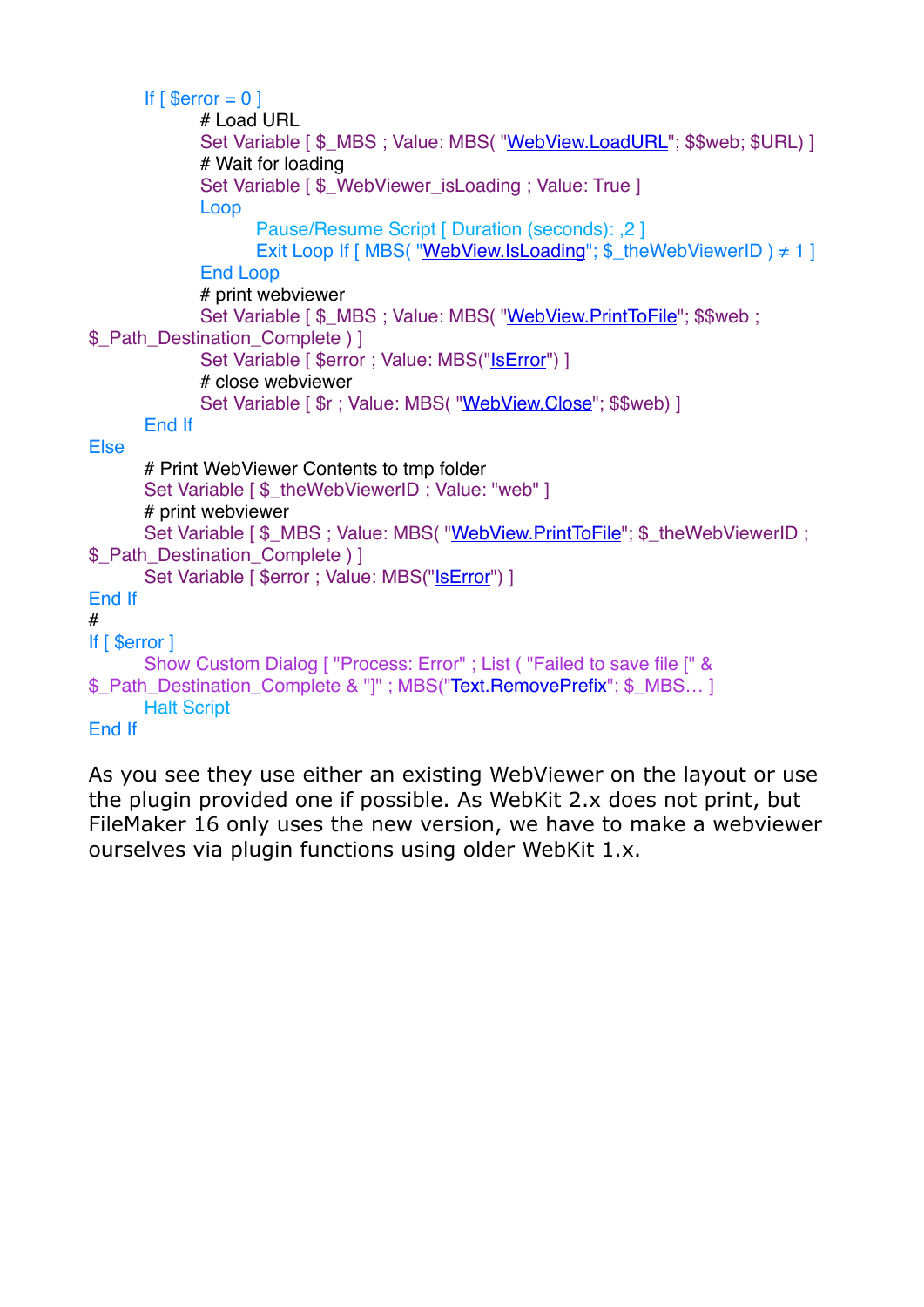```
	If [ $error = 0 ]
		# Load URL
		Set Variable [ $_MBS ; Value: MBS( "WebView.LoadURL"; $$web; $URL) ]
		# Wait for loading
		Set Variable [ $_WebViewer_isLoading ; Value: True ]
		Loop
			Pause/Resume Script [ Duration (seconds): ,2 ]
			Exit Loop If [ MBS( "WebView.IsLoading"; $_theWebViewerID ) ≠ 1 ]
		End Loop
		# print webviewer
		Set Variable [ $_MBS ; Value: MBS( "WebView.PrintToFile"; $$web ;
$_Path_Destination_Complete ) ]
		Set Variable [ $error ; Value: MBS("IsError") ]
		# close webviewer
		Set Variable [ $r ; Value: MBS( "WebView.Close"; $$web) ]
	End If
Else
	# Print WebViewer Contents to tmp folder
	Set Variable [ $_theWebViewerID ; Value: "web" ]
	# print webviewer
	Set Variable [ $_MBS ; Value: MBS( "WebView.PrintToFile"; $_theWebViewerID ;
$_Path_Destination_Complete ) ]
	Set Variable [ $error ; Value: MBS("IsError") ]
End If
#
If [ $error ]
	Show Custom Dialog [ "Process: Error" ; List ( "Failed to save file [" &
$_Path_Destination_Complete & "]" ; MBS("Text.RemovePrefix"; $_MBS… ]
	Halt Script
End If
```

As you see they use either an existing WebViewer on the layout or use the plugin provided one if possible. As WebKit 2.x does not print, but FileMaker 16 only uses the new version, we have to make a webviewer ourselves via plugin functions using older WebKit 1.x.